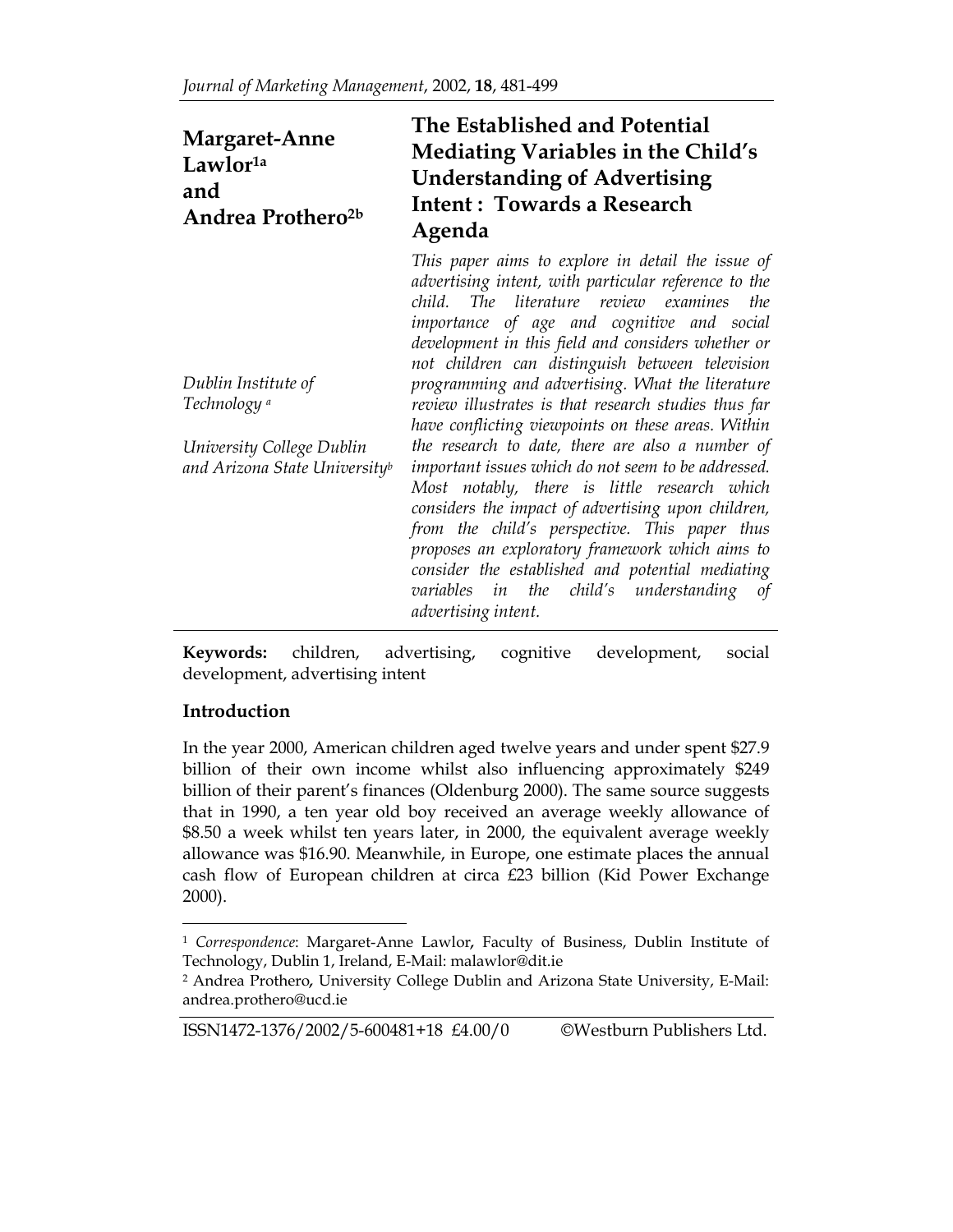# The Established and Potential Mediating Variables in the Child's Understanding of Advertising Intent : Towards a Research Agenda

**Margaret-Anne Lawlor[1a] and Andrea Prothero[2b]**

*Dublin Institute of Technology [a]*

*University College Dublin and Arizona State University[b]*

*This paper aims to explore in detail the issue of advertising intent, with particular reference to the child. The literature review examines the importance of age and cognitive and social development in this field and considers whether or not children can distinguish between television programming and advertising. What the literature review illustrates is that research studies thus far have conflicting viewpoints on these areas. Within the research to date, there are also a number of important issues which do not seem to be addressed. Most notably, there is little research which considers the impact of advertising upon children, from the child's perspective. This paper thus proposes an exploratory framework which aims to consider the established and potential mediating variables in the child's understanding of advertising intent.*

**Keywords:** children, advertising, cognitive development, social development, advertising intent

## Introduction

In the year 2000, American children aged twelve years and under spent $27.9 billion of their own income whilst also influencing approximately $249 billion of their parent's finances (Oldenburg 2000). The same source suggests that in 1990, a ten year old boy received an average weekly allowance of $8.50 a week whilst ten years later, in 2000, the equivalent average weekly allowance was $16.90. Meanwhile, in Europe, one estimate places the annual cash flow of European children at circa £23 billion (Kid Power Exchange 2000).

---

[1] *Correspondence*: Margaret-Anne Lawlor, Faculty of Business, Dublin Institute of Technology, Dublin 1, Ireland, E-Mail: malawlor@dit.ie

[2] Andrea Prothero, University College Dublin and Arizona State University, E-Mail: andrea.prothero@ucd.ie

ISSN1472-1376/2002/5-600481+18 £4.00/0 ©Westburn Publishers Ltd.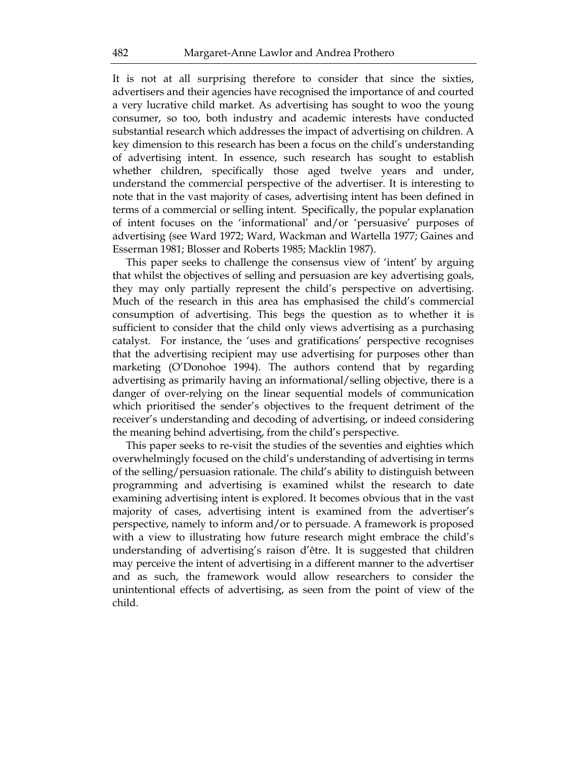It is not at all surprising therefore to consider that since the sixties, advertisers and their agencies have recognised the importance of and courted a very lucrative child market. As advertising has sought to woo the young consumer, so too, both industry and academic interests have conducted substantial research which addresses the impact of advertising on children. A key dimension to this research has been a focus on the child's understanding of advertising intent. In essence, such research has sought to establish whether children, specifically those aged twelve years and under, understand the commercial perspective of the advertiser. It is interesting to note that in the vast majority of cases, advertising intent has been defined in terms of a commercial or selling intent. Specifically, the popular explanation of intent focuses on the 'informational' and/or 'persuasive' purposes of advertising (see Ward 1972; Ward, Wackman and Wartella 1977; Gaines and Esserman 1981; Blosser and Roberts 1985; Macklin 1987).

This paper seeks to challenge the consensus view of 'intent' by arguing that whilst the objectives of selling and persuasion are key advertising goals, they may only partially represent the child's perspective on advertising. Much of the research in this area has emphasised the child's commercial consumption of advertising. This begs the question as to whether it is sufficient to consider that the child only views advertising as a purchasing catalyst. For instance, the 'uses and gratifications' perspective recognises that the advertising recipient may use advertising for purposes other than marketing (O'Donohoe 1994). The authors contend that by regarding advertising as primarily having an informational/selling objective, there is a danger of over-relying on the linear sequential models of communication which prioritised the sender's objectives to the frequent detriment of the receiver's understanding and decoding of advertising, or indeed considering the meaning behind advertising, from the child's perspective.

This paper seeks to re-visit the studies of the seventies and eighties which overwhelmingly focused on the child's understanding of advertising in terms of the selling/persuasion rationale. The child's ability to distinguish between programming and advertising is examined whilst the research to date examining advertising intent is explored. It becomes obvious that in the vast majority of cases, advertising intent is examined from the advertiser's perspective, namely to inform and/or to persuade. A framework is proposed with a view to illustrating how future research might embrace the child's understanding of advertising's raison d'être. It is suggested that children may perceive the intent of advertising in a different manner to the advertiser and as such, the framework would allow researchers to consider the unintentional effects of advertising, as seen from the point of view of the child.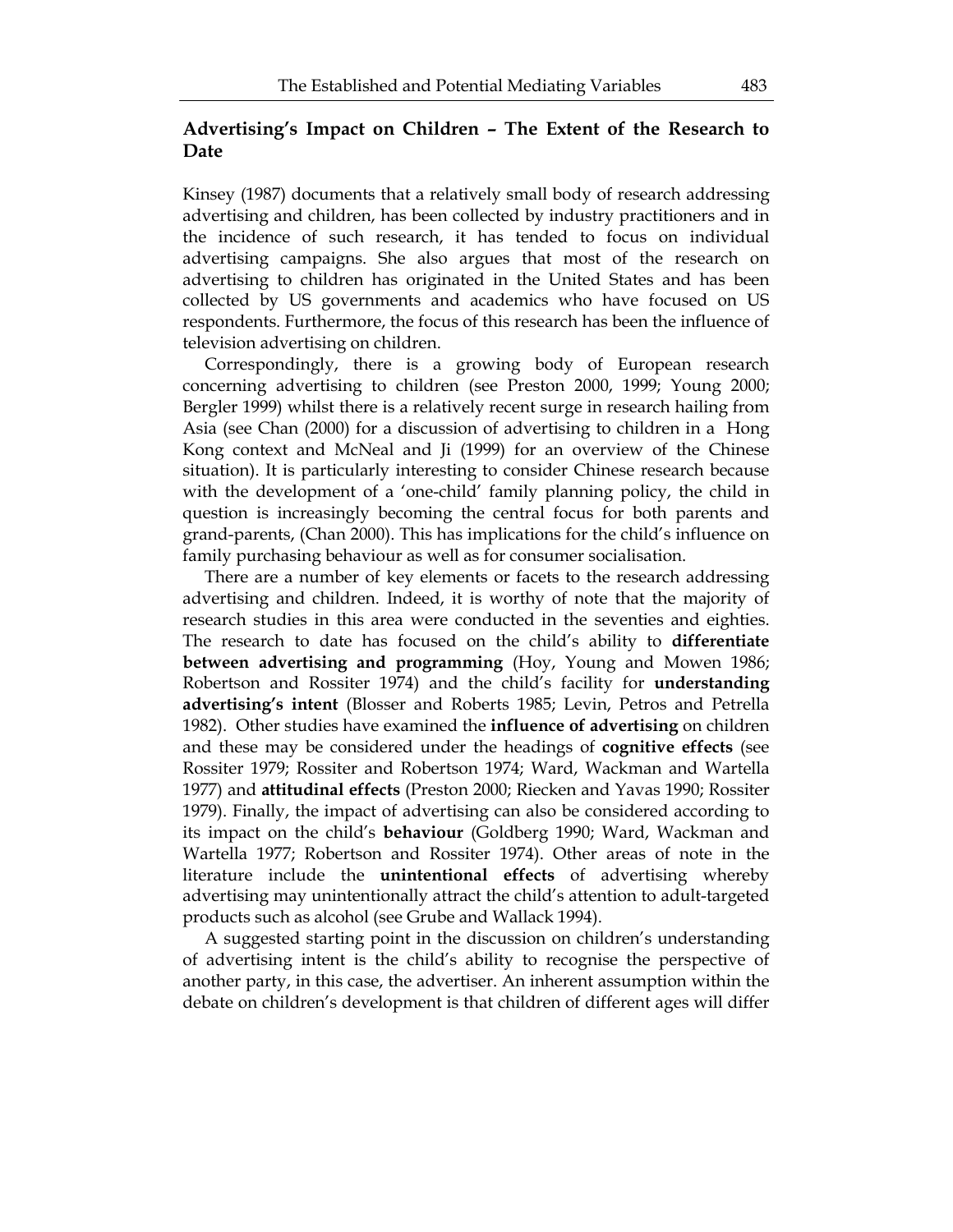## Advertising's Impact on Children – The Extent of the Research to Date

Kinsey (1987) documents that a relatively small body of research addressing advertising and children, has been collected by industry practitioners and in the incidence of such research, it has tended to focus on individual advertising campaigns. She also argues that most of the research on advertising to children has originated in the United States and has been collected by US governments and academics who have focused on US respondents. Furthermore, the focus of this research has been the influence of television advertising on children.

Correspondingly, there is a growing body of European research concerning advertising to children (see Preston 2000, 1999; Young 2000; Bergler 1999) whilst there is a relatively recent surge in research hailing from Asia (see Chan (2000) for a discussion of advertising to children in a Hong Kong context and McNeal and Ji (1999) for an overview of the Chinese situation). It is particularly interesting to consider Chinese research because with the development of a 'one-child' family planning policy, the child in question is increasingly becoming the central focus for both parents and grand-parents, (Chan 2000). This has implications for the child's influence on family purchasing behaviour as well as for consumer socialisation.

There are a number of key elements or facets to the research addressing advertising and children. Indeed, it is worthy of note that the majority of research studies in this area were conducted in the seventies and eighties. The research to date has focused on the child's ability to **differentiate between advertising and programming** (Hoy, Young and Mowen 1986; Robertson and Rossiter 1974) and the child's facility for **understanding advertising's intent** (Blosser and Roberts 1985; Levin, Petros and Petrella 1982). Other studies have examined the **influence of advertising** on children and these may be considered under the headings of **cognitive effects** (see Rossiter 1979; Rossiter and Robertson 1974; Ward, Wackman and Wartella 1977) and **attitudinal effects** (Preston 2000; Riecken and Yavas 1990; Rossiter 1979). Finally, the impact of advertising can also be considered according to its impact on the child's **behaviour** (Goldberg 1990; Ward, Wackman and Wartella 1977; Robertson and Rossiter 1974). Other areas of note in the literature include the **unintentional effects** of advertising whereby advertising may unintentionally attract the child's attention to adult-targeted products such as alcohol (see Grube and Wallack 1994).

A suggested starting point in the discussion on children's understanding of advertising intent is the child's ability to recognise the perspective of another party, in this case, the advertiser. An inherent assumption within the debate on children's development is that children of different ages will differ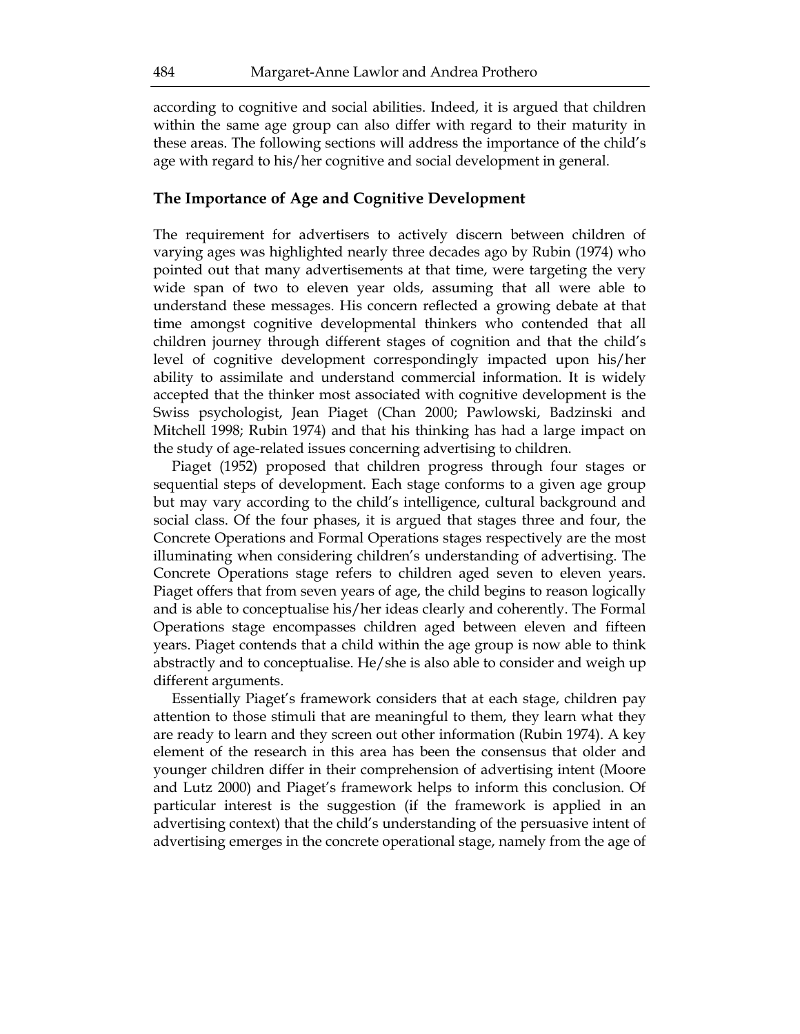according to cognitive and social abilities. Indeed, it is argued that children within the same age group can also differ with regard to their maturity in these areas. The following sections will address the importance of the child's age with regard to his/her cognitive and social development in general.

## The Importance of Age and Cognitive Development

The requirement for advertisers to actively discern between children of varying ages was highlighted nearly three decades ago by Rubin (1974) who pointed out that many advertisements at that time, were targeting the very wide span of two to eleven year olds, assuming that all were able to understand these messages. His concern reflected a growing debate at that time amongst cognitive developmental thinkers who contended that all children journey through different stages of cognition and that the child's level of cognitive development correspondingly impacted upon his/her ability to assimilate and understand commercial information. It is widely accepted that the thinker most associated with cognitive development is the Swiss psychologist, Jean Piaget (Chan 2000; Pawlowski, Badzinski and Mitchell 1998; Rubin 1974) and that his thinking has had a large impact on the study of age-related issues concerning advertising to children.

Piaget (1952) proposed that children progress through four stages or sequential steps of development. Each stage conforms to a given age group but may vary according to the child's intelligence, cultural background and social class. Of the four phases, it is argued that stages three and four, the Concrete Operations and Formal Operations stages respectively are the most illuminating when considering children's understanding of advertising. The Concrete Operations stage refers to children aged seven to eleven years. Piaget offers that from seven years of age, the child begins to reason logically and is able to conceptualise his/her ideas clearly and coherently. The Formal Operations stage encompasses children aged between eleven and fifteen years. Piaget contends that a child within the age group is now able to think abstractly and to conceptualise. He/she is also able to consider and weigh up different arguments.

Essentially Piaget's framework considers that at each stage, children pay attention to those stimuli that are meaningful to them, they learn what they are ready to learn and they screen out other information (Rubin 1974). A key element of the research in this area has been the consensus that older and younger children differ in their comprehension of advertising intent (Moore and Lutz 2000) and Piaget's framework helps to inform this conclusion. Of particular interest is the suggestion (if the framework is applied in an advertising context) that the child's understanding of the persuasive intent of advertising emerges in the concrete operational stage, namely from the age of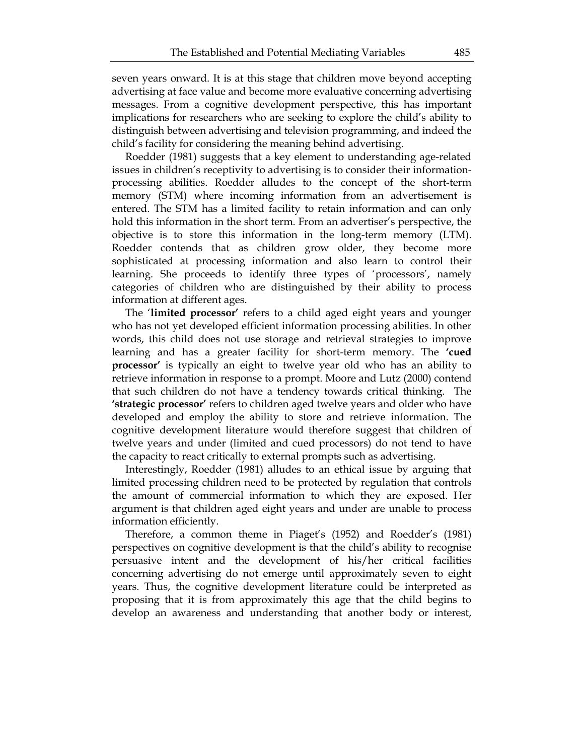seven years onward. It is at this stage that children move beyond accepting advertising at face value and become more evaluative concerning advertising messages. From a cognitive development perspective, this has important implications for researchers who are seeking to explore the child's ability to distinguish between advertising and television programming, and indeed the child's facility for considering the meaning behind advertising.

Roedder (1981) suggests that a key element to understanding age-related issues in children's receptivity to advertising is to consider their information-processing abilities. Roedder alludes to the concept of the short-term memory (STM) where incoming information from an advertisement is entered. The STM has a limited facility to retain information and can only hold this information in the short term. From an advertiser's perspective, the objective is to store this information in the long-term memory (LTM). Roedder contends that as children grow older, they become more sophisticated at processing information and also learn to control their learning. She proceeds to identify three types of 'processors', namely categories of children who are distinguished by their ability to process information at different ages.

The '**limited processor'** refers to a child aged eight years and younger who has not yet developed efficient information processing abilities. In other words, this child does not use storage and retrieval strategies to improve learning and has a greater facility for short-term memory. The **'cued processor'** is typically an eight to twelve year old who has an ability to retrieve information in response to a prompt. Moore and Lutz (2000) contend that such children do not have a tendency towards critical thinking. The **'strategic processor'** refers to children aged twelve years and older who have developed and employ the ability to store and retrieve information. The cognitive development literature would therefore suggest that children of twelve years and under (limited and cued processors) do not tend to have the capacity to react critically to external prompts such as advertising.

Interestingly, Roedder (1981) alludes to an ethical issue by arguing that limited processing children need to be protected by regulation that controls the amount of commercial information to which they are exposed. Her argument is that children aged eight years and under are unable to process information efficiently.

Therefore, a common theme in Piaget's (1952) and Roedder's (1981) perspectives on cognitive development is that the child's ability to recognise persuasive intent and the development of his/her critical facilities concerning advertising do not emerge until approximately seven to eight years. Thus, the cognitive development literature could be interpreted as proposing that it is from approximately this age that the child begins to develop an awareness and understanding that another body or interest,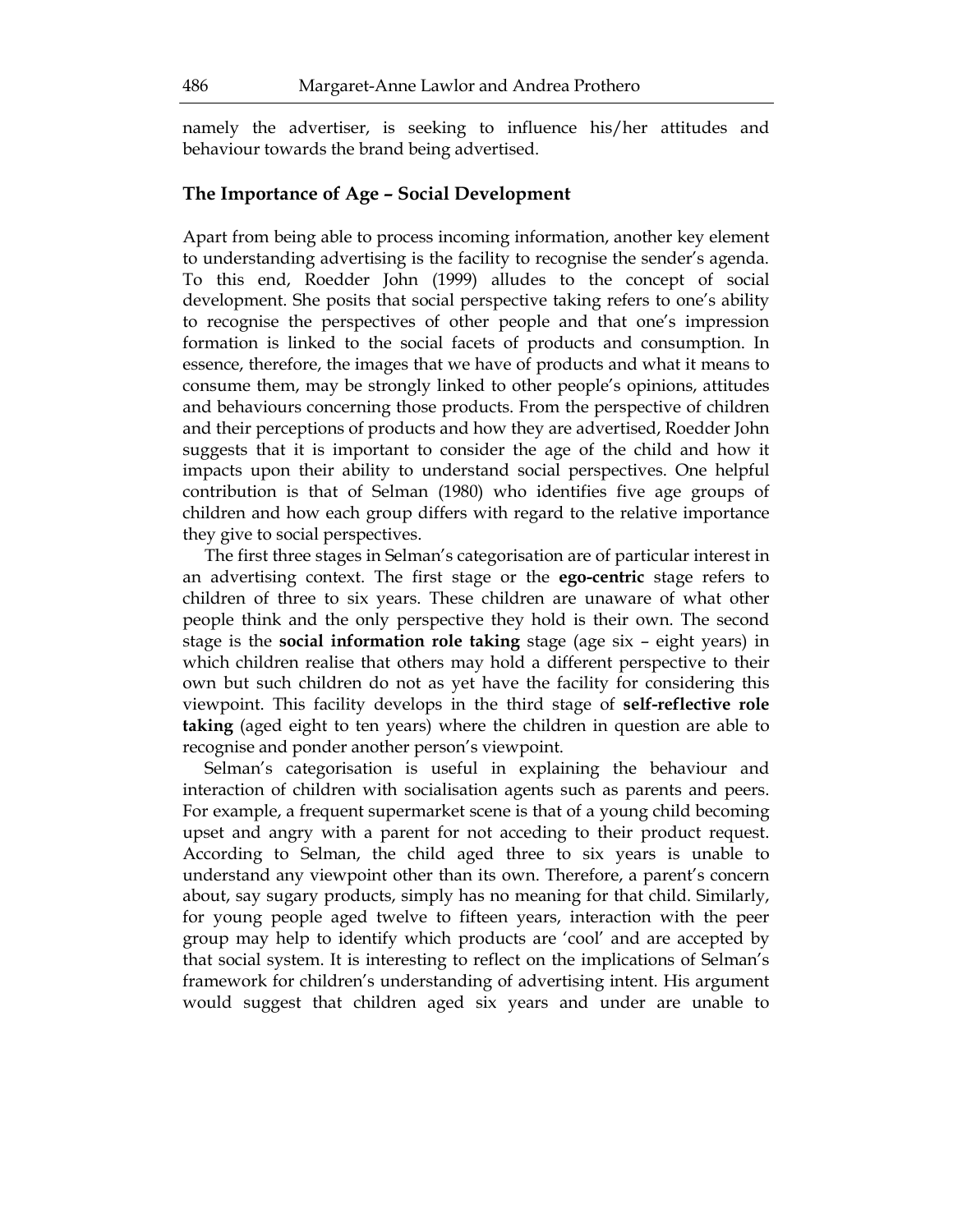namely the advertiser, is seeking to influence his/her attitudes and behaviour towards the brand being advertised.

## The Importance of Age – Social Development

Apart from being able to process incoming information, another key element to understanding advertising is the facility to recognise the sender's agenda. To this end, Roedder John (1999) alludes to the concept of social development. She posits that social perspective taking refers to one's ability to recognise the perspectives of other people and that one's impression formation is linked to the social facets of products and consumption. In essence, therefore, the images that we have of products and what it means to consume them, may be strongly linked to other people's opinions, attitudes and behaviours concerning those products. From the perspective of children and their perceptions of products and how they are advertised, Roedder John suggests that it is important to consider the age of the child and how it impacts upon their ability to understand social perspectives. One helpful contribution is that of Selman (1980) who identifies five age groups of children and how each group differs with regard to the relative importance they give to social perspectives.

The first three stages in Selman's categorisation are of particular interest in an advertising context. The first stage or the **ego-centric** stage refers to children of three to six years. These children are unaware of what other people think and the only perspective they hold is their own. The second stage is the **social information role taking** stage (age six – eight years) in which children realise that others may hold a different perspective to their own but such children do not as yet have the facility for considering this viewpoint. This facility develops in the third stage of **self-reflective role taking** (aged eight to ten years) where the children in question are able to recognise and ponder another person's viewpoint.

Selman's categorisation is useful in explaining the behaviour and interaction of children with socialisation agents such as parents and peers. For example, a frequent supermarket scene is that of a young child becoming upset and angry with a parent for not acceding to their product request. According to Selman, the child aged three to six years is unable to understand any viewpoint other than its own. Therefore, a parent's concern about, say sugary products, simply has no meaning for that child. Similarly, for young people aged twelve to fifteen years, interaction with the peer group may help to identify which products are 'cool' and are accepted by that social system. It is interesting to reflect on the implications of Selman's framework for children's understanding of advertising intent. His argument would suggest that children aged six years and under are unable to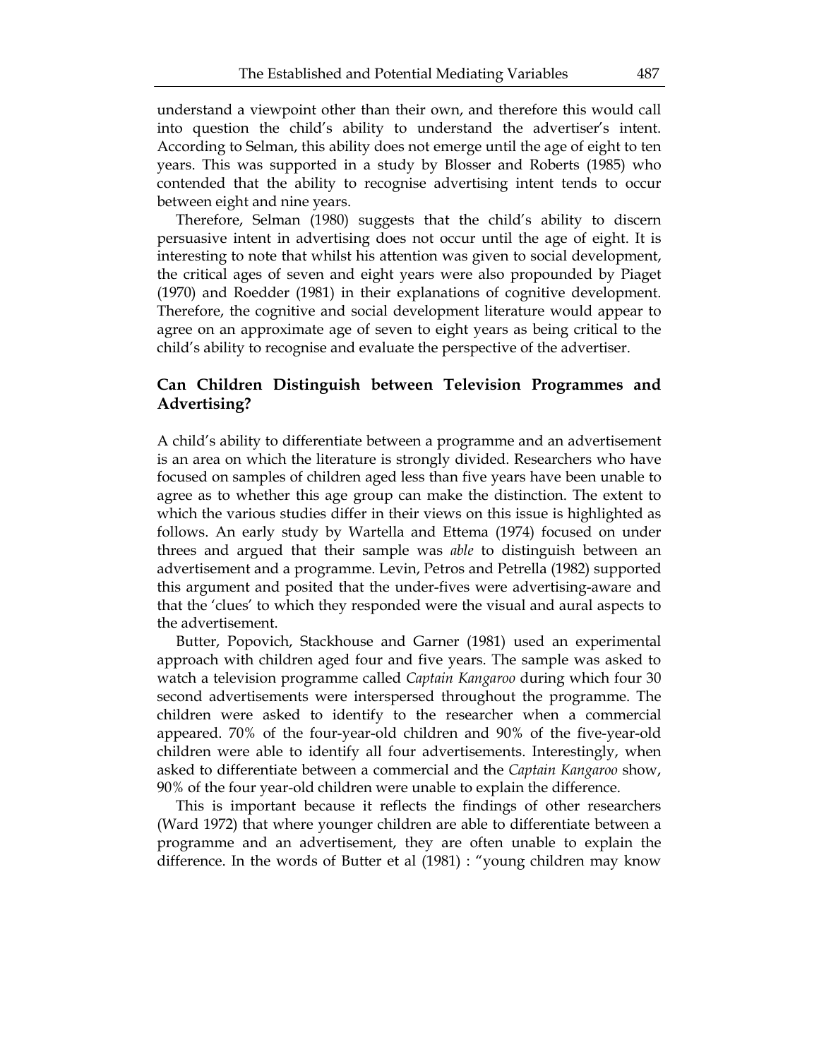understand a viewpoint other than their own, and therefore this would call into question the child's ability to understand the advertiser's intent. According to Selman, this ability does not emerge until the age of eight to ten years. This was supported in a study by Blosser and Roberts (1985) who contended that the ability to recognise advertising intent tends to occur between eight and nine years.

Therefore, Selman (1980) suggests that the child's ability to discern persuasive intent in advertising does not occur until the age of eight. It is interesting to note that whilst his attention was given to social development, the critical ages of seven and eight years were also propounded by Piaget (1970) and Roedder (1981) in their explanations of cognitive development. Therefore, the cognitive and social development literature would appear to agree on an approximate age of seven to eight years as being critical to the child's ability to recognise and evaluate the perspective of the advertiser.

## Can Children Distinguish between Television Programmes and Advertising?

A child's ability to differentiate between a programme and an advertisement is an area on which the literature is strongly divided. Researchers who have focused on samples of children aged less than five years have been unable to agree as to whether this age group can make the distinction. The extent to which the various studies differ in their views on this issue is highlighted as follows. An early study by Wartella and Ettema (1974) focused on under threes and argued that their sample was *able* to distinguish between an advertisement and a programme. Levin, Petros and Petrella (1982) supported this argument and posited that the under-fives were advertising-aware and that the 'clues' to which they responded were the visual and aural aspects to the advertisement.

Butter, Popovich, Stackhouse and Garner (1981) used an experimental approach with children aged four and five years. The sample was asked to watch a television programme called *Captain Kangaroo* during which four 30 second advertisements were interspersed throughout the programme. The children were asked to identify to the researcher when a commercial appeared. 70% of the four-year-old children and 90% of the five-year-old children were able to identify all four advertisements. Interestingly, when asked to differentiate between a commercial and the *Captain Kangaroo* show, 90% of the four year-old children were unable to explain the difference.

This is important because it reflects the findings of other researchers (Ward 1972) that where younger children are able to differentiate between a programme and an advertisement, they are often unable to explain the difference. In the words of Butter et al (1981) : "young children may know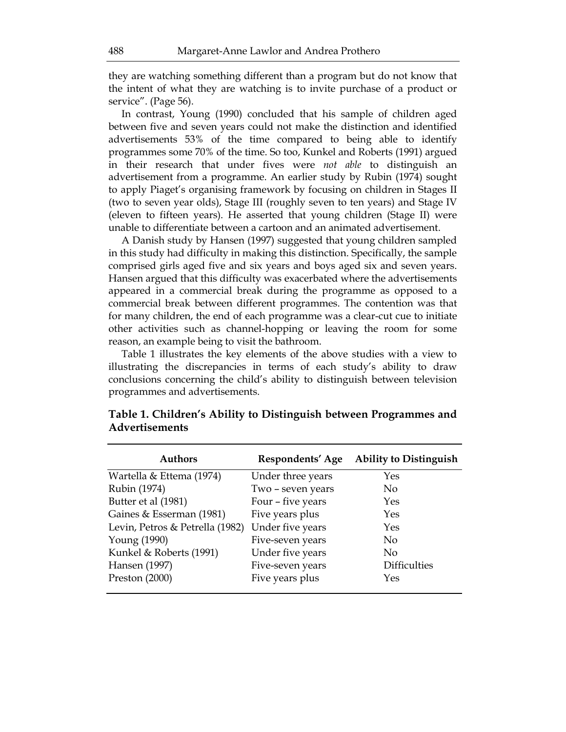they are watching something different than a program but do not know that the intent of what they are watching is to invite purchase of a product or service". (Page 56).

In contrast, Young (1990) concluded that his sample of children aged between five and seven years could not make the distinction and identified advertisements 53% of the time compared to being able to identify programmes some 70% of the time. So too, Kunkel and Roberts (1991) argued in their research that under fives were *not able* to distinguish an advertisement from a programme. An earlier study by Rubin (1974) sought to apply Piaget's organising framework by focusing on children in Stages II (two to seven year olds), Stage III (roughly seven to ten years) and Stage IV (eleven to fifteen years). He asserted that young children (Stage II) were unable to differentiate between a cartoon and an animated advertisement.

A Danish study by Hansen (1997) suggested that young children sampled in this study had difficulty in making this distinction. Specifically, the sample comprised girls aged five and six years and boys aged six and seven years. Hansen argued that this difficulty was exacerbated where the advertisements appeared in a commercial break during the programme as opposed to a commercial break between different programmes. The contention was that for many children, the end of each programme was a clear-cut cue to initiate other activities such as channel-hopping or leaving the room for some reason, an example being to visit the bathroom.

Table 1 illustrates the key elements of the above studies with a view to illustrating the discrepancies in terms of each study's ability to draw conclusions concerning the child's ability to distinguish between television programmes and advertisements.

**Table 1. Children's Ability to Distinguish between Programmes and Advertisements**

| Authors | Respondents' Age | Ability to Distinguish |
|---|---|---|
| Wartella & Ettema (1974) | Under three years | Yes |
| Rubin (1974) | Two – seven years | No |
| Butter et al (1981) | Four – five years | Yes |
| Gaines & Esserman (1981) | Five years plus | Yes |
| Levin, Petros & Petrella (1982) | Under five years | Yes |
| Young (1990) | Five-seven years | No |
| Kunkel & Roberts (1991) | Under five years | No |
| Hansen (1997) | Five-seven years | Difficulties |
| Preston (2000) | Five years plus | Yes |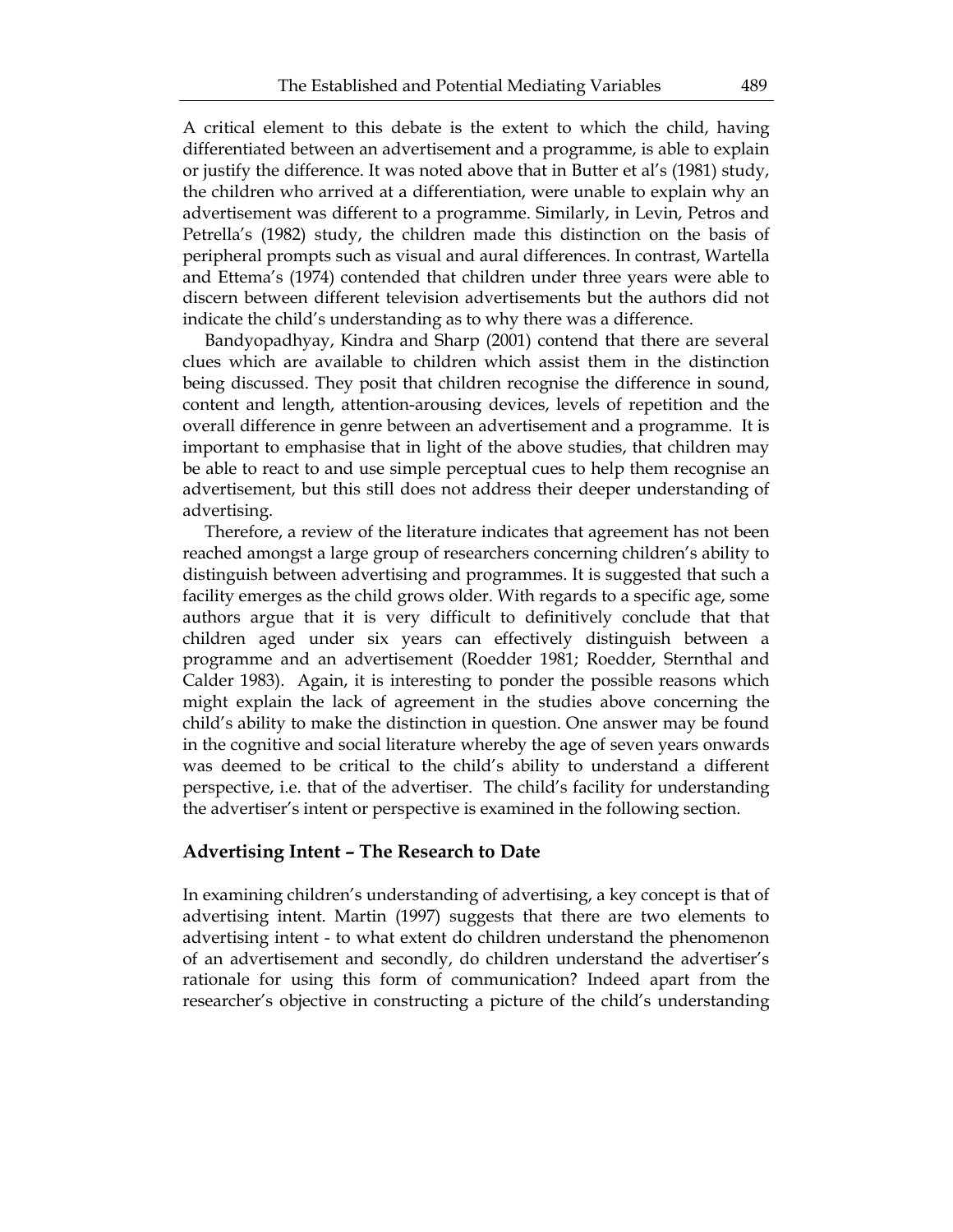A critical element to this debate is the extent to which the child, having differentiated between an advertisement and a programme, is able to explain or justify the difference. It was noted above that in Butter et al's (1981) study, the children who arrived at a differentiation, were unable to explain why an advertisement was different to a programme. Similarly, in Levin, Petros and Petrella's (1982) study, the children made this distinction on the basis of peripheral prompts such as visual and aural differences. In contrast, Wartella and Ettema's (1974) contended that children under three years were able to discern between different television advertisements but the authors did not indicate the child's understanding as to why there was a difference.

Bandyopadhyay, Kindra and Sharp (2001) contend that there are several clues which are available to children which assist them in the distinction being discussed. They posit that children recognise the difference in sound, content and length, attention-arousing devices, levels of repetition and the overall difference in genre between an advertisement and a programme. It is important to emphasise that in light of the above studies, that children may be able to react to and use simple perceptual cues to help them recognise an advertisement, but this still does not address their deeper understanding of advertising.

Therefore, a review of the literature indicates that agreement has not been reached amongst a large group of researchers concerning children's ability to distinguish between advertising and programmes. It is suggested that such a facility emerges as the child grows older. With regards to a specific age, some authors argue that it is very difficult to definitively conclude that that children aged under six years can effectively distinguish between a programme and an advertisement (Roedder 1981; Roedder, Sternthal and Calder 1983). Again, it is interesting to ponder the possible reasons which might explain the lack of agreement in the studies above concerning the child's ability to make the distinction in question. One answer may be found in the cognitive and social literature whereby the age of seven years onwards was deemed to be critical to the child's ability to understand a different perspective, i.e. that of the advertiser. The child's facility for understanding the advertiser's intent or perspective is examined in the following section.

## Advertising Intent – The Research to Date

In examining children's understanding of advertising, a key concept is that of advertising intent. Martin (1997) suggests that there are two elements to advertising intent - to what extent do children understand the phenomenon of an advertisement and secondly, do children understand the advertiser's rationale for using this form of communication? Indeed apart from the researcher's objective in constructing a picture of the child's understanding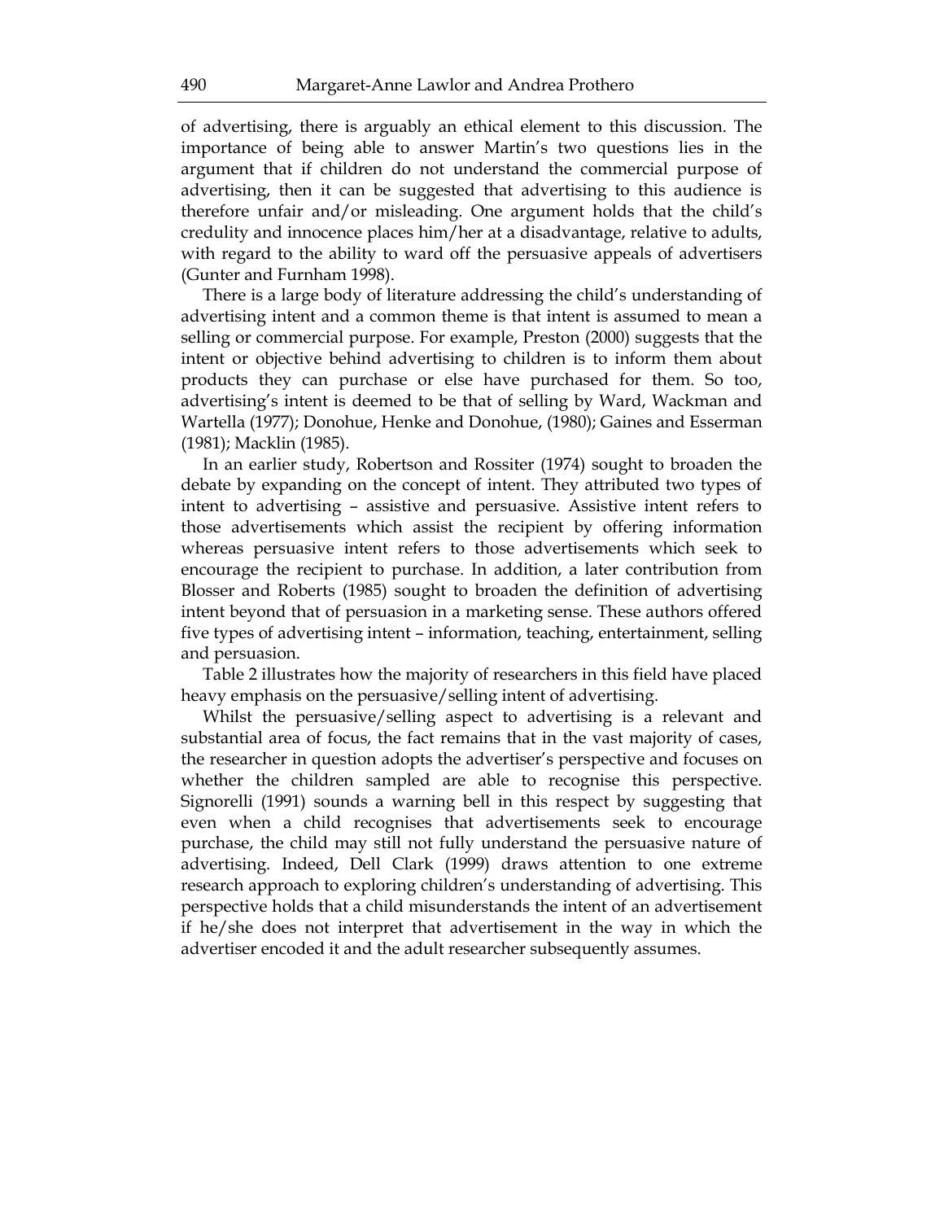of advertising, there is arguably an ethical element to this discussion. The importance of being able to answer Martin's two questions lies in the argument that if children do not understand the commercial purpose of advertising, then it can be suggested that advertising to this audience is therefore unfair and/or misleading. One argument holds that the child's credulity and innocence places him/her at a disadvantage, relative to adults, with regard to the ability to ward off the persuasive appeals of advertisers (Gunter and Furnham 1998).

There is a large body of literature addressing the child's understanding of advertising intent and a common theme is that intent is assumed to mean a selling or commercial purpose. For example, Preston (2000) suggests that the intent or objective behind advertising to children is to inform them about products they can purchase or else have purchased for them. So too, advertising's intent is deemed to be that of selling by Ward, Wackman and Wartella (1977); Donohue, Henke and Donohue, (1980); Gaines and Esserman (1981); Macklin (1985).

In an earlier study, Robertson and Rossiter (1974) sought to broaden the debate by expanding on the concept of intent. They attributed two types of intent to advertising – assistive and persuasive. Assistive intent refers to those advertisements which assist the recipient by offering information whereas persuasive intent refers to those advertisements which seek to encourage the recipient to purchase. In addition, a later contribution from Blosser and Roberts (1985) sought to broaden the definition of advertising intent beyond that of persuasion in a marketing sense. These authors offered five types of advertising intent – information, teaching, entertainment, selling and persuasion.

Table 2 illustrates how the majority of researchers in this field have placed heavy emphasis on the persuasive/selling intent of advertising.

Whilst the persuasive/selling aspect to advertising is a relevant and substantial area of focus, the fact remains that in the vast majority of cases, the researcher in question adopts the advertiser's perspective and focuses on whether the children sampled are able to recognise this perspective. Signorelli (1991) sounds a warning bell in this respect by suggesting that even when a child recognises that advertisements seek to encourage purchase, the child may still not fully understand the persuasive nature of advertising. Indeed, Dell Clark (1999) draws attention to one extreme research approach to exploring children's understanding of advertising. This perspective holds that a child misunderstands the intent of an advertisement if he/she does not interpret that advertisement in the way in which the advertiser encoded it and the adult researcher subsequently assumes.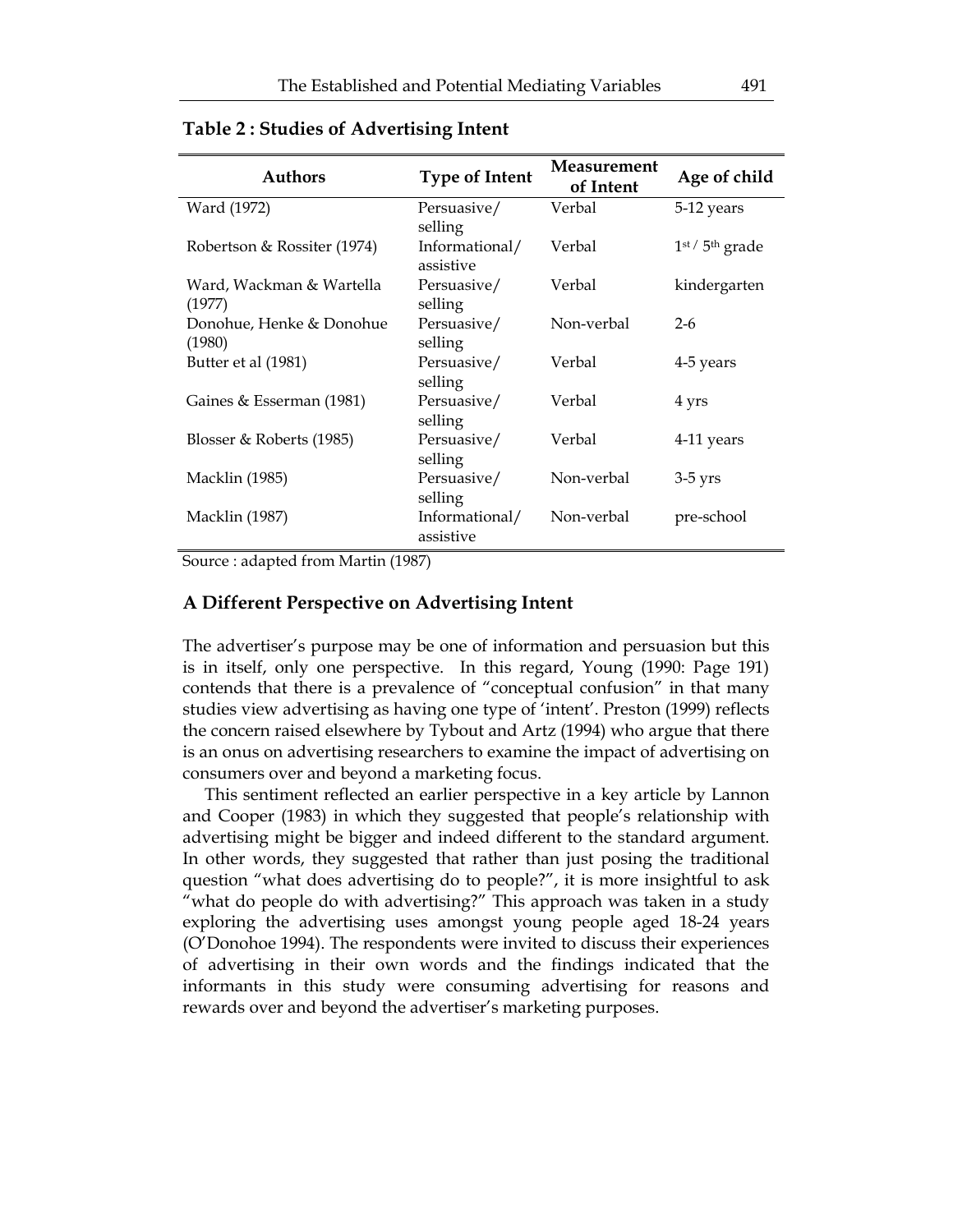**Table 2 : Studies of Advertising Intent**

| Authors | Type of Intent | Measurement of Intent | Age of child |
|---|---|---|---|
| Ward (1972) | Persuasive/ selling | Verbal | 5-12 years |
| Robertson & Rossiter (1974) | Informational/ assistive | Verbal | 1st / 5th grade |
| Ward, Wackman & Wartella (1977) | Persuasive/ selling | Verbal | kindergarten |
| Donohue, Henke & Donohue (1980) | Persuasive/ selling | Non-verbal | 2-6 |
| Butter et al (1981) | Persuasive/ selling | Verbal | 4-5 years |
| Gaines & Esserman (1981) | Persuasive/ selling | Verbal | 4 yrs |
| Blosser & Roberts (1985) | Persuasive/ selling | Verbal | 4-11 years |
| Macklin (1985) | Persuasive/ selling | Non-verbal | 3-5 yrs |
| Macklin (1987) | Informational/ assistive | Non-verbal | pre-school |

Source : adapted from Martin (1987)

## A Different Perspective on Advertising Intent

The advertiser's purpose may be one of information and persuasion but this is in itself, only one perspective. In this regard, Young (1990: Page 191) contends that there is a prevalence of "conceptual confusion" in that many studies view advertising as having one type of 'intent'. Preston (1999) reflects the concern raised elsewhere by Tybout and Artz (1994) who argue that there is an onus on advertising researchers to examine the impact of advertising on consumers over and beyond a marketing focus.

This sentiment reflected an earlier perspective in a key article by Lannon and Cooper (1983) in which they suggested that people's relationship with advertising might be bigger and indeed different to the standard argument. In other words, they suggested that rather than just posing the traditional question "what does advertising do to people?", it is more insightful to ask "what do people do with advertising?" This approach was taken in a study exploring the advertising uses amongst young people aged 18-24 years (O'Donohoe 1994). The respondents were invited to discuss their experiences of advertising in their own words and the findings indicated that the informants in this study were consuming advertising for reasons and rewards over and beyond the advertiser's marketing purposes.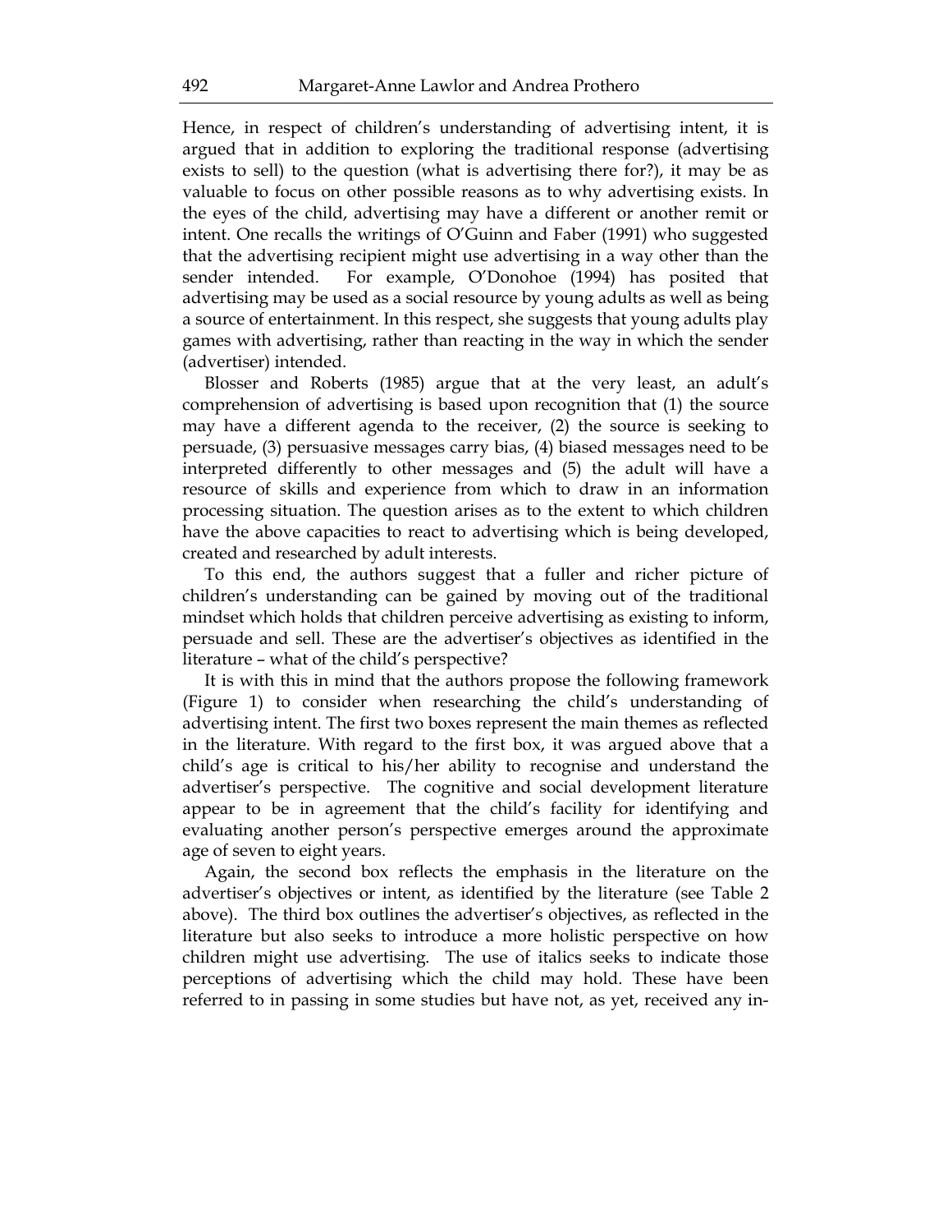Hence, in respect of children's understanding of advertising intent, it is argued that in addition to exploring the traditional response (advertising exists to sell) to the question (what is advertising there for?), it may be as valuable to focus on other possible reasons as to why advertising exists. In the eyes of the child, advertising may have a different or another remit or intent. One recalls the writings of O'Guinn and Faber (1991) who suggested that the advertising recipient might use advertising in a way other than the sender intended. For example, O'Donohoe (1994) has posited that advertising may be used as a social resource by young adults as well as being a source of entertainment. In this respect, she suggests that young adults play games with advertising, rather than reacting in the way in which the sender (advertiser) intended.

Blosser and Roberts (1985) argue that at the very least, an adult's comprehension of advertising is based upon recognition that (1) the source may have a different agenda to the receiver, (2) the source is seeking to persuade, (3) persuasive messages carry bias, (4) biased messages need to be interpreted differently to other messages and (5) the adult will have a resource of skills and experience from which to draw in an information processing situation. The question arises as to the extent to which children have the above capacities to react to advertising which is being developed, created and researched by adult interests.

To this end, the authors suggest that a fuller and richer picture of children's understanding can be gained by moving out of the traditional mindset which holds that children perceive advertising as existing to inform, persuade and sell. These are the advertiser's objectives as identified in the literature – what of the child's perspective?

It is with this in mind that the authors propose the following framework (Figure 1) to consider when researching the child's understanding of advertising intent. The first two boxes represent the main themes as reflected in the literature. With regard to the first box, it was argued above that a child's age is critical to his/her ability to recognise and understand the advertiser's perspective. The cognitive and social development literature appear to be in agreement that the child's facility for identifying and evaluating another person's perspective emerges around the approximate age of seven to eight years.

Again, the second box reflects the emphasis in the literature on the advertiser's objectives or intent, as identified by the literature (see Table 2 above). The third box outlines the advertiser's objectives, as reflected in the literature but also seeks to introduce a more holistic perspective on how children might use advertising. The use of italics seeks to indicate those perceptions of advertising which the child may hold. These have been referred to in passing in some studies but have not, as yet, received any in-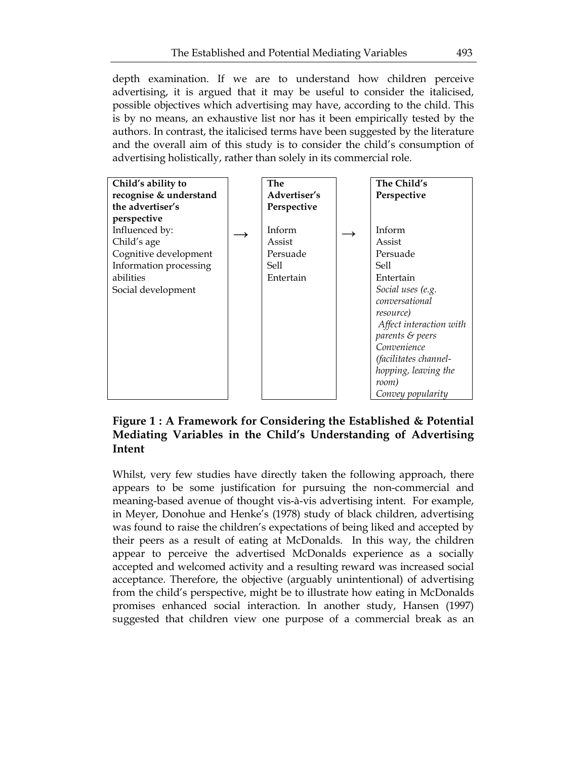depth examination. If we are to understand how children perceive advertising, it is argued that it may be useful to consider the italicised, possible objectives which advertising may have, according to the child. This is by no means, an exhaustive list nor has it been empirically tested by the authors. In contrast, the italicised terms have been suggested by the literature and the overall aim of this study is to consider the child's consumption of advertising holistically, rather than solely in its commercial role.

| **Child's ability to recognise & understand the advertiser's perspective** | | **The Advertiser's Perspective** | | **The Child's Perspective** |
|---|---|---|---|---|
| Influenced by:<br>Child's age<br>Cognitive development<br>Information processing abilities<br>Social development | → | Inform<br>Assist<br>Persuade<br>Sell<br>Entertain | → | Inform<br>Assist<br>Persuade<br>Sell<br>Entertain<br>*Social uses (e.g. conversational resource)*<br>*Affect interaction with parents & peers*<br>*Convenience (facilitates channel-hopping, leaving the room)*<br>*Convey popularity* |

**Figure 1 : A Framework for Considering the Established & Potential Mediating Variables in the Child's Understanding of Advertising Intent**

Whilst, very few studies have directly taken the following approach, there appears to be some justification for pursuing the non-commercial and meaning-based avenue of thought vis-à-vis advertising intent. For example, in Meyer, Donohue and Henke's (1978) study of black children, advertising was found to raise the children's expectations of being liked and accepted by their peers as a result of eating at McDonalds. In this way, the children appear to perceive the advertised McDonalds experience as a socially accepted and welcomed activity and a resulting reward was increased social acceptance. Therefore, the objective (arguably unintentional) of advertising from the child's perspective, might be to illustrate how eating in McDonalds promises enhanced social interaction. In another study, Hansen (1997) suggested that children view one purpose of a commercial break as an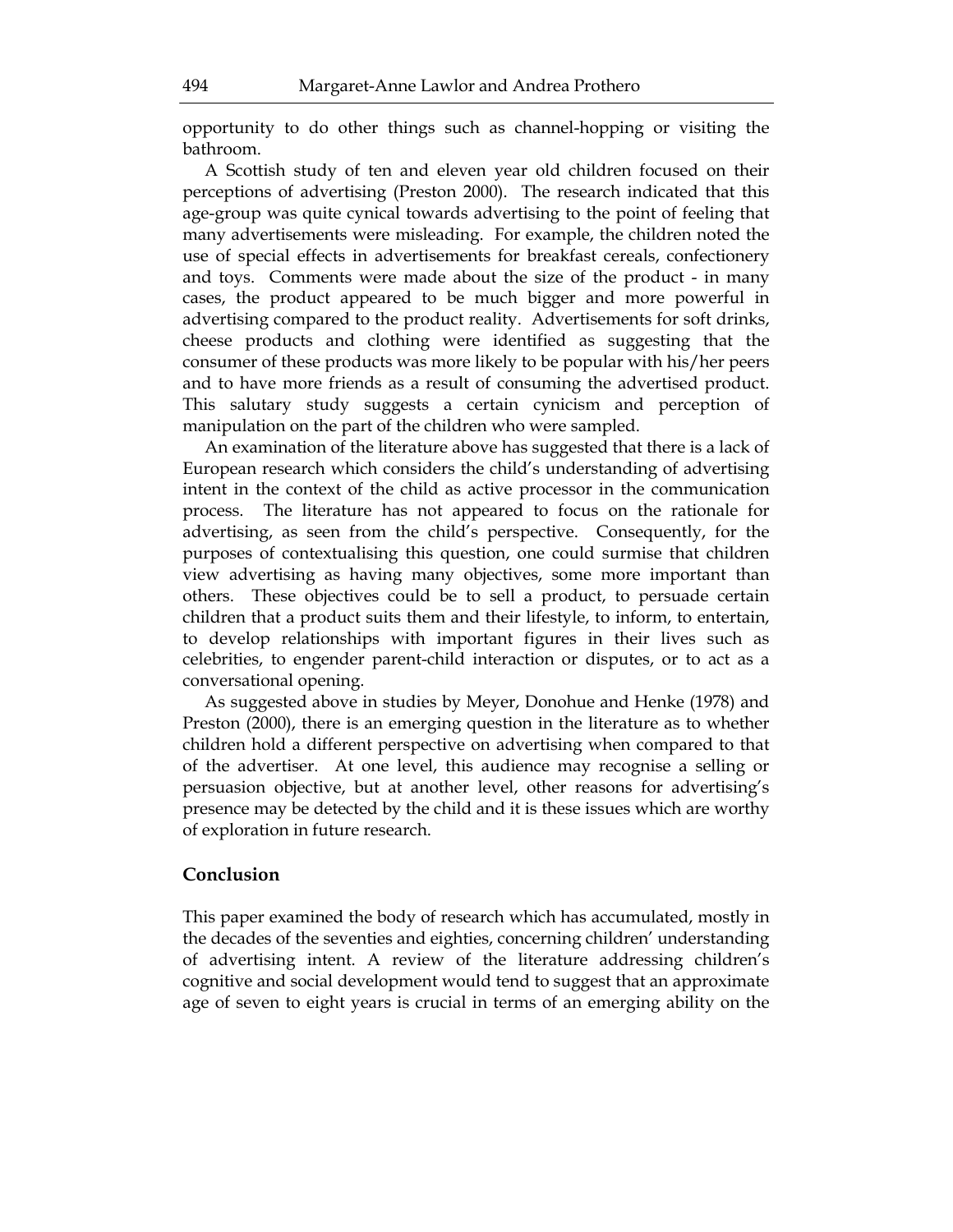opportunity to do other things such as channel-hopping or visiting the bathroom.

A Scottish study of ten and eleven year old children focused on their perceptions of advertising (Preston 2000). The research indicated that this age-group was quite cynical towards advertising to the point of feeling that many advertisements were misleading. For example, the children noted the use of special effects in advertisements for breakfast cereals, confectionery and toys. Comments were made about the size of the product - in many cases, the product appeared to be much bigger and more powerful in advertising compared to the product reality. Advertisements for soft drinks, cheese products and clothing were identified as suggesting that the consumer of these products was more likely to be popular with his/her peers and to have more friends as a result of consuming the advertised product. This salutary study suggests a certain cynicism and perception of manipulation on the part of the children who were sampled.

An examination of the literature above has suggested that there is a lack of European research which considers the child's understanding of advertising intent in the context of the child as active processor in the communication process. The literature has not appeared to focus on the rationale for advertising, as seen from the child's perspective. Consequently, for the purposes of contextualising this question, one could surmise that children view advertising as having many objectives, some more important than others. These objectives could be to sell a product, to persuade certain children that a product suits them and their lifestyle, to inform, to entertain, to develop relationships with important figures in their lives such as celebrities, to engender parent-child interaction or disputes, or to act as a conversational opening.

As suggested above in studies by Meyer, Donohue and Henke (1978) and Preston (2000), there is an emerging question in the literature as to whether children hold a different perspective on advertising when compared to that of the advertiser. At one level, this audience may recognise a selling or persuasion objective, but at another level, other reasons for advertising's presence may be detected by the child and it is these issues which are worthy of exploration in future research.

## Conclusion

This paper examined the body of research which has accumulated, mostly in the decades of the seventies and eighties, concerning children' understanding of advertising intent. A review of the literature addressing children's cognitive and social development would tend to suggest that an approximate age of seven to eight years is crucial in terms of an emerging ability on the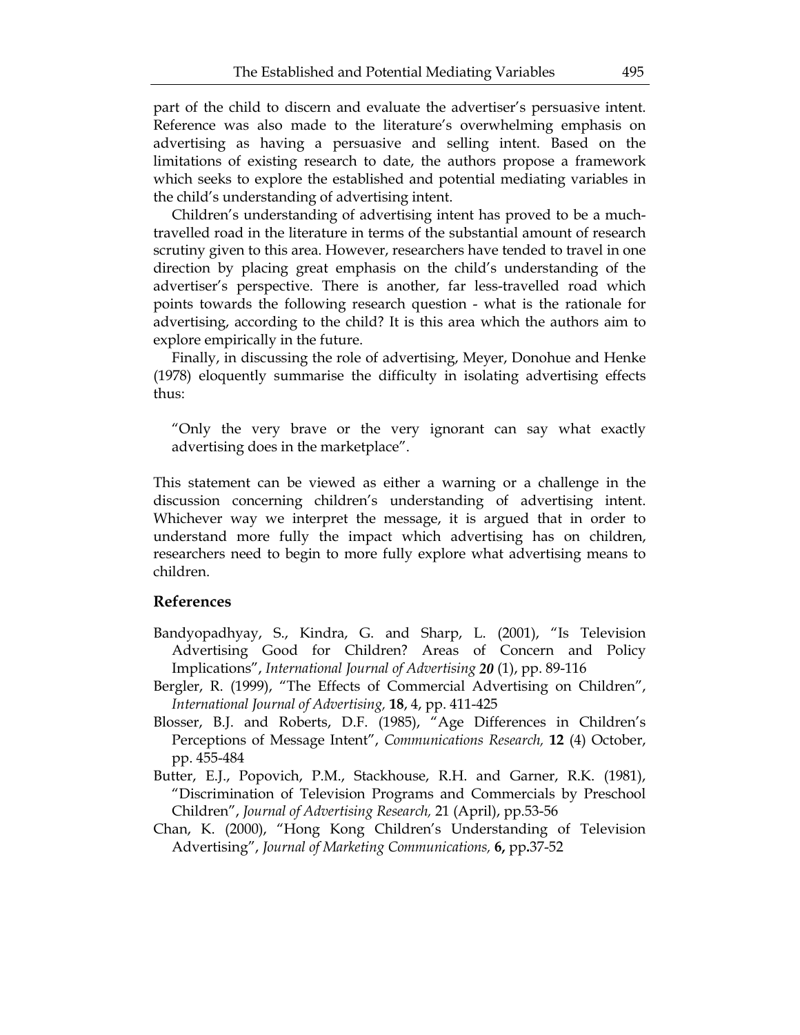part of the child to discern and evaluate the advertiser's persuasive intent. Reference was also made to the literature's overwhelming emphasis on advertising as having a persuasive and selling intent. Based on the limitations of existing research to date, the authors propose a framework which seeks to explore the established and potential mediating variables in the child's understanding of advertising intent.

Children's understanding of advertising intent has proved to be a much-travelled road in the literature in terms of the substantial amount of research scrutiny given to this area. However, researchers have tended to travel in one direction by placing great emphasis on the child's understanding of the advertiser's perspective. There is another, far less-travelled road which points towards the following research question - what is the rationale for advertising, according to the child? It is this area which the authors aim to explore empirically in the future.

Finally, in discussing the role of advertising, Meyer, Donohue and Henke (1978) eloquently summarise the difficulty in isolating advertising effects thus:

> "Only the very brave or the very ignorant can say what exactly advertising does in the marketplace".

This statement can be viewed as either a warning or a challenge in the discussion concerning children's understanding of advertising intent. Whichever way we interpret the message, it is argued that in order to understand more fully the impact which advertising has on children, researchers need to begin to more fully explore what advertising means to children.

## References

Bandyopadhyay, S., Kindra, G. and Sharp, L. (2001), "Is Television Advertising Good for Children? Areas of Concern and Policy Implications", *International Journal of Advertising* ***20*** (1), pp. 89-116

Bergler, R. (1999), "The Effects of Commercial Advertising on Children", *International Journal of Advertising,* **18**, 4, pp. 411-425

Blosser, B.J. and Roberts, D.F. (1985), "Age Differences in Children's Perceptions of Message Intent", *Communications Research,* **12** (4) October, pp. 455-484

Butter, E.J., Popovich, P.M., Stackhouse, R.H. and Garner, R.K. (1981), "Discrimination of Television Programs and Commercials by Preschool Children", *Journal of Advertising Research,* 21 (April), pp.53-56

Chan, K. (2000), "Hong Kong Children's Understanding of Television Advertising", *Journal of Marketing Communications,* **6,** pp**.**37-52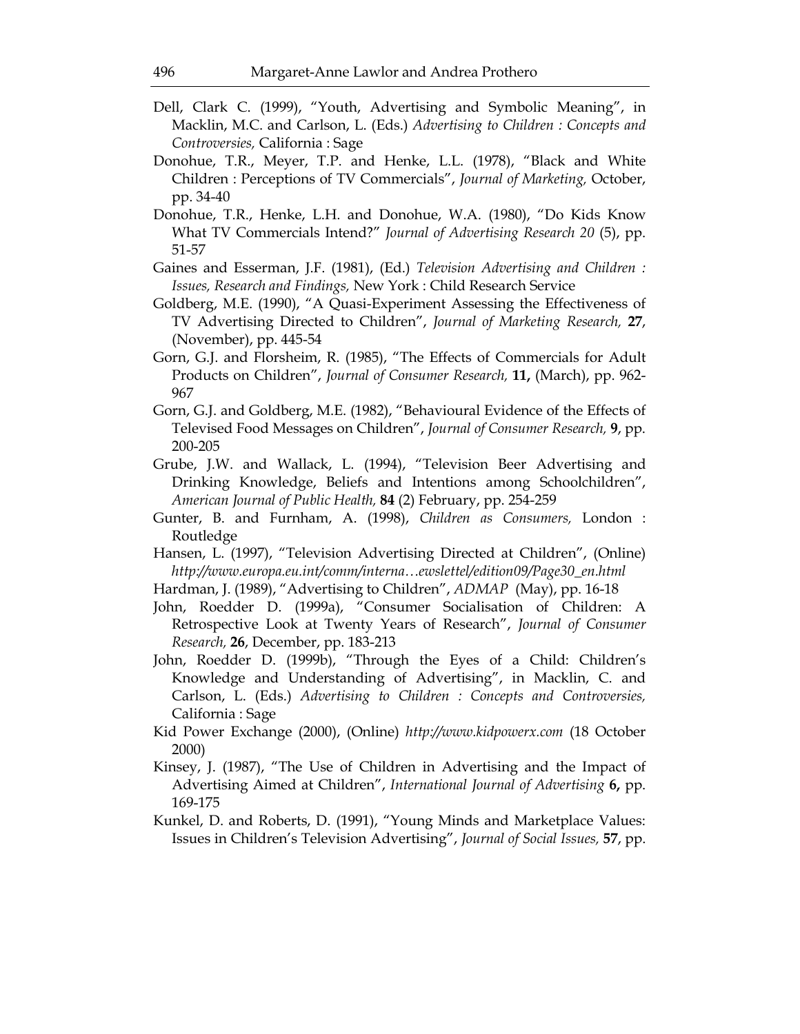Dell, Clark C. (1999), "Youth, Advertising and Symbolic Meaning", in Macklin, M.C. and Carlson, L. (Eds.) *Advertising to Children : Concepts and Controversies,* California : Sage

Donohue, T.R., Meyer, T.P. and Henke, L.L. (1978), "Black and White Children : Perceptions of TV Commercials", *Journal of Marketing,* October, pp. 34-40

Donohue, T.R., Henke, L.H. and Donohue, W.A. (1980), "Do Kids Know What TV Commercials Intend?" *Journal of Advertising Research 20* (5), pp. 51-57

Gaines and Esserman, J.F. (1981), (Ed.) *Television Advertising and Children : Issues, Research and Findings,* New York : Child Research Service

Goldberg, M.E. (1990), "A Quasi-Experiment Assessing the Effectiveness of TV Advertising Directed to Children", *Journal of Marketing Research,* **27**, (November), pp. 445-54

Gorn, G.J. and Florsheim, R. (1985), "The Effects of Commercials for Adult Products on Children", *Journal of Consumer Research,* **11,** (March), pp. 962-967

Gorn, G.J. and Goldberg, M.E. (1982), "Behavioural Evidence of the Effects of Televised Food Messages on Children", *Journal of Consumer Research,* **9**, pp. 200-205

Grube, J.W. and Wallack, L. (1994), "Television Beer Advertising and Drinking Knowledge, Beliefs and Intentions among Schoolchildren", *American Journal of Public Health,* **84** (2) February, pp. 254-259

Gunter, B. and Furnham, A. (1998), *Children as Consumers,* London : Routledge

Hansen, L. (1997), "Television Advertising Directed at Children", (Online) *http://www.europa.eu.int/comm/interna…ewslettel/edition09/Page30_en.html*

Hardman, J. (1989), "Advertising to Children", *ADMAP* (May), pp. 16-18

John, Roedder D. (1999a), "Consumer Socialisation of Children: A Retrospective Look at Twenty Years of Research", *Journal of Consumer Research,* **26**, December, pp. 183-213

John, Roedder D. (1999b), "Through the Eyes of a Child: Children's Knowledge and Understanding of Advertising", in Macklin, C. and Carlson, L. (Eds.) *Advertising to Children : Concepts and Controversies,* California : Sage

Kid Power Exchange (2000), (Online) *http://www.kidpowerx.com* (18 October 2000)

Kinsey, J. (1987), "The Use of Children in Advertising and the Impact of Advertising Aimed at Children", *International Journal of Advertising* **6,** pp. 169-175

Kunkel, D. and Roberts, D. (1991), "Young Minds and Marketplace Values: Issues in Children's Television Advertising", *Journal of Social Issues,* **57**, pp.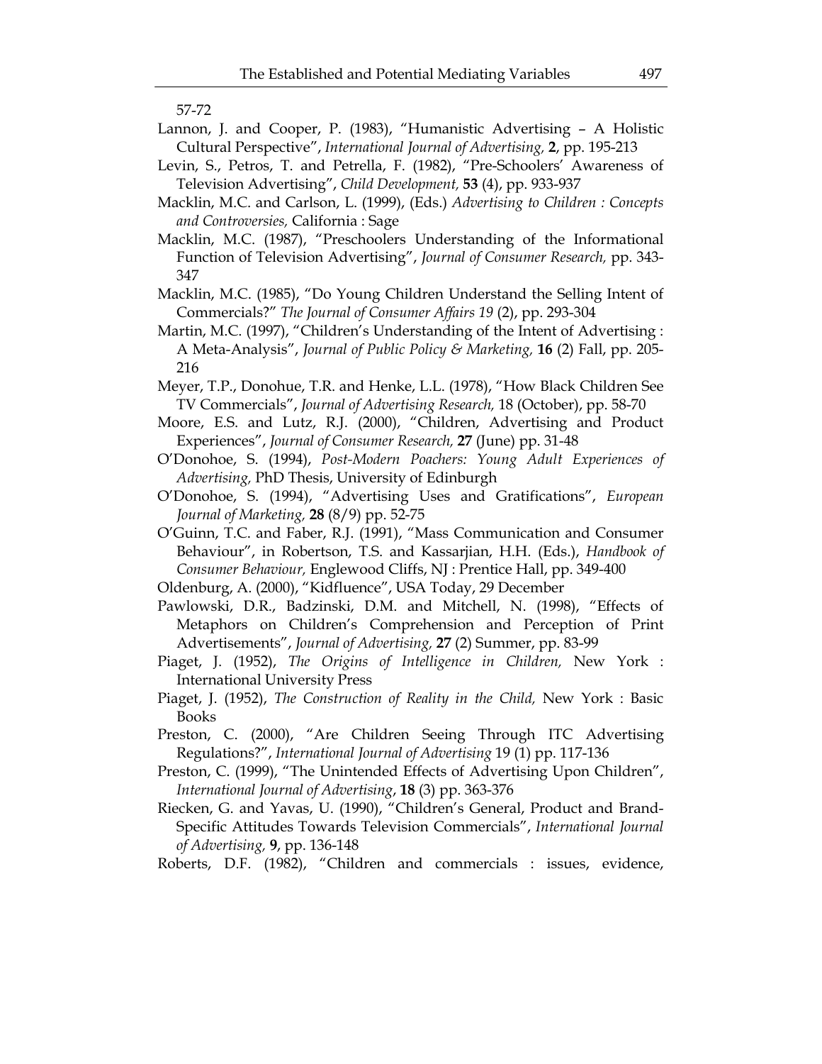57-72

Lannon, J. and Cooper, P. (1983), "Humanistic Advertising – A Holistic Cultural Perspective", *International Journal of Advertising,* **2**, pp. 195-213

Levin, S., Petros, T. and Petrella, F. (1982), "Pre-Schoolers' Awareness of Television Advertising", *Child Development,* **53** (4), pp. 933-937

Macklin, M.C. and Carlson, L. (1999), (Eds.) *Advertising to Children : Concepts and Controversies,* California : Sage

Macklin, M.C. (1987), "Preschoolers Understanding of the Informational Function of Television Advertising", *Journal of Consumer Research,* pp. 343-347

Macklin, M.C. (1985), "Do Young Children Understand the Selling Intent of Commercials?" *The Journal of Consumer Affairs 19* (2), pp. 293-304

Martin, M.C. (1997), "Children's Understanding of the Intent of Advertising : A Meta-Analysis", *Journal of Public Policy & Marketing,* **16** (2) Fall, pp. 205-216

Meyer, T.P., Donohue, T.R. and Henke, L.L. (1978), "How Black Children See TV Commercials", *Journal of Advertising Research,* 18 (October), pp. 58-70

Moore, E.S. and Lutz, R.J. (2000), "Children, Advertising and Product Experiences", *Journal of Consumer Research,* **27** (June) pp. 31-48

O'Donohoe, S. (1994), *Post-Modern Poachers: Young Adult Experiences of Advertising,* PhD Thesis, University of Edinburgh

O'Donohoe, S. (1994), "Advertising Uses and Gratifications", *European Journal of Marketing,* **28** (8/9) pp. 52-75

O'Guinn, T.C. and Faber, R.J. (1991), "Mass Communication and Consumer Behaviour", in Robertson, T.S. and Kassarjian, H.H. (Eds.), *Handbook of Consumer Behaviour,* Englewood Cliffs, NJ : Prentice Hall, pp. 349-400

Oldenburg, A. (2000), "Kidfluence", USA Today, 29 December

Pawlowski, D.R., Badzinski, D.M. and Mitchell, N. (1998), "Effects of Metaphors on Children's Comprehension and Perception of Print Advertisements", *Journal of Advertising,* **27** (2) Summer, pp. 83-99

Piaget, J. (1952), *The Origins of Intelligence in Children,* New York : International University Press

Piaget, J. (1952), *The Construction of Reality in the Child,* New York : Basic Books

Preston, C. (2000), "Are Children Seeing Through ITC Advertising Regulations?", *International Journal of Advertising* 19 (1) pp. 117-136

Preston, C. (1999), "The Unintended Effects of Advertising Upon Children", *International Journal of Advertising*, **18** (3) pp. 363-376

Riecken, G. and Yavas, U. (1990), "Children's General, Product and Brand-Specific Attitudes Towards Television Commercials", *International Journal of Advertising,* **9**, pp. 136-148

Roberts, D.F. (1982), "Children and commercials : issues, evidence,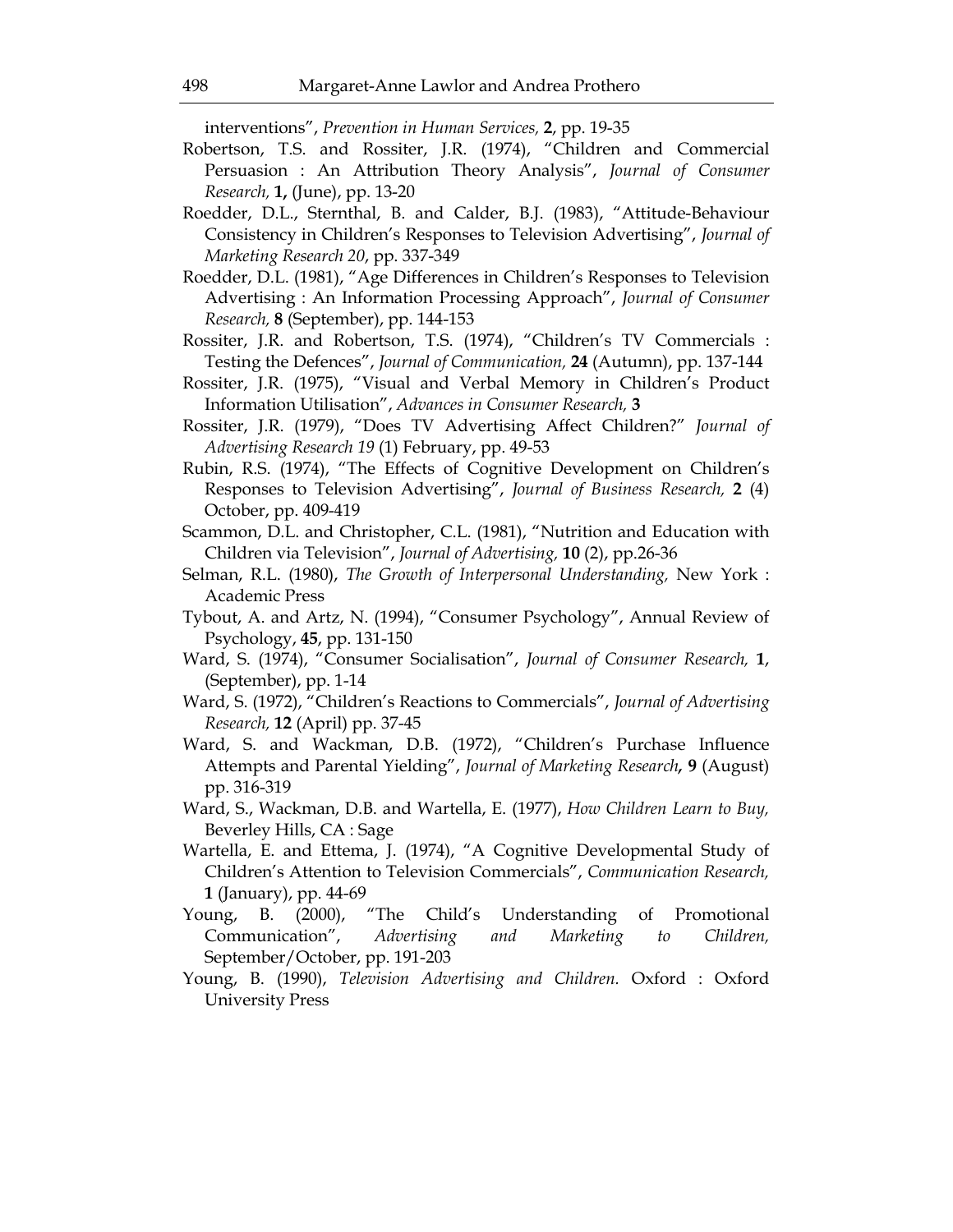interventions", *Prevention in Human Services,* **2**, pp. 19-35

Robertson, T.S. and Rossiter, J.R. (1974), "Children and Commercial Persuasion : An Attribution Theory Analysis", *Journal of Consumer Research,* **1,** (June), pp. 13-20

Roedder, D.L., Sternthal, B. and Calder, B.J. (1983), "Attitude-Behaviour Consistency in Children's Responses to Television Advertising", *Journal of Marketing Research 20*, pp. 337-349

Roedder, D.L. (1981), "Age Differences in Children's Responses to Television Advertising : An Information Processing Approach", *Journal of Consumer Research,* **8** (September), pp. 144-153

Rossiter, J.R. and Robertson, T.S. (1974), "Children's TV Commercials : Testing the Defences", *Journal of Communication,* **24** (Autumn), pp. 137-144

Rossiter, J.R. (1975), "Visual and Verbal Memory in Children's Product Information Utilisation", *Advances in Consumer Research,* **3**

Rossiter, J.R. (1979), "Does TV Advertising Affect Children?" *Journal of Advertising Research 19* (1) February, pp. 49-53

Rubin, R.S. (1974), "The Effects of Cognitive Development on Children's Responses to Television Advertising", *Journal of Business Research,* **2** (4) October, pp. 409-419

Scammon, D.L. and Christopher, C.L. (1981), "Nutrition and Education with Children via Television", *Journal of Advertising,* **10** (2), pp.26-36

Selman, R.L. (1980), *The Growth of Interpersonal Understanding,* New York : Academic Press

Tybout, A. and Artz, N. (1994), "Consumer Psychology", Annual Review of Psychology, **45**, pp. 131-150

Ward, S. (1974), "Consumer Socialisation", *Journal of Consumer Research,* **1**, (September), pp. 1-14

Ward, S. (1972), "Children's Reactions to Commercials", *Journal of Advertising Research,* **12** (April) pp. 37-45

Ward, S. and Wackman, D.B. (1972), "Children's Purchase Influence Attempts and Parental Yielding", *Journal of Marketing Research***, 9** (August) pp. 316-319

Ward, S., Wackman, D.B. and Wartella, E. (1977), *How Children Learn to Buy,* Beverley Hills, CA : Sage

Wartella, E. and Ettema, J. (1974), "A Cognitive Developmental Study of Children's Attention to Television Commercials", *Communication Research,* **1** (January), pp. 44-69

Young, B. (2000), "The Child's Understanding of Promotional Communication", *Advertising and Marketing to Children,* September/October, pp. 191-203

Young, B. (1990), *Television Advertising and Children.* Oxford : Oxford University Press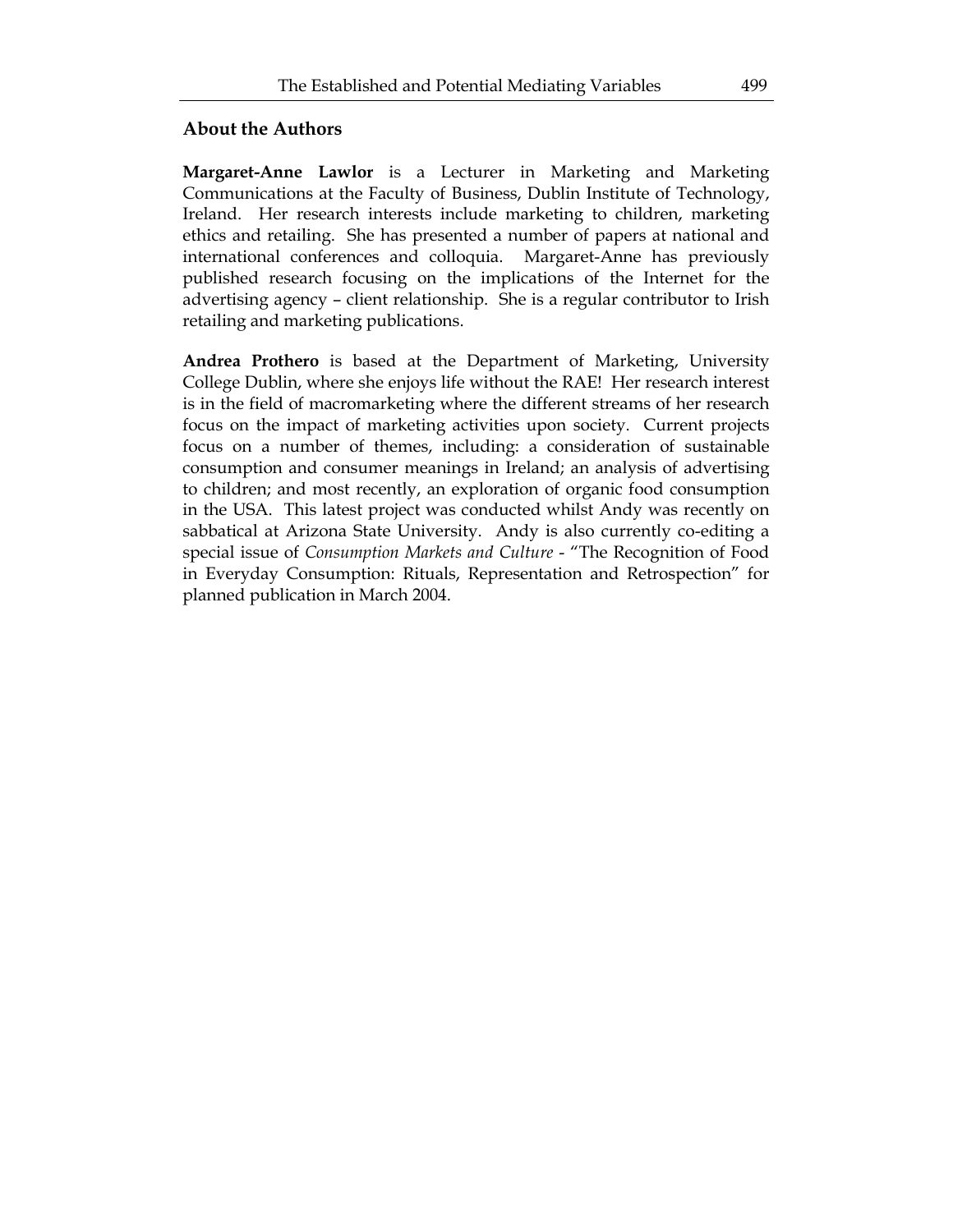## About the Authors

**Margaret-Anne Lawlor** is a Lecturer in Marketing and Marketing Communications at the Faculty of Business, Dublin Institute of Technology, Ireland. Her research interests include marketing to children, marketing ethics and retailing. She has presented a number of papers at national and international conferences and colloquia. Margaret-Anne has previously published research focusing on the implications of the Internet for the advertising agency – client relationship. She is a regular contributor to Irish retailing and marketing publications.

**Andrea Prothero** is based at the Department of Marketing, University College Dublin, where she enjoys life without the RAE! Her research interest is in the field of macromarketing where the different streams of her research focus on the impact of marketing activities upon society. Current projects focus on a number of themes, including: a consideration of sustainable consumption and consumer meanings in Ireland; an analysis of advertising to children; and most recently, an exploration of organic food consumption in the USA. This latest project was conducted whilst Andy was recently on sabbatical at Arizona State University. Andy is also currently co-editing a special issue of *Consumption Markets and Culture* - "The Recognition of Food in Everyday Consumption: Rituals, Representation and Retrospection" for planned publication in March 2004.